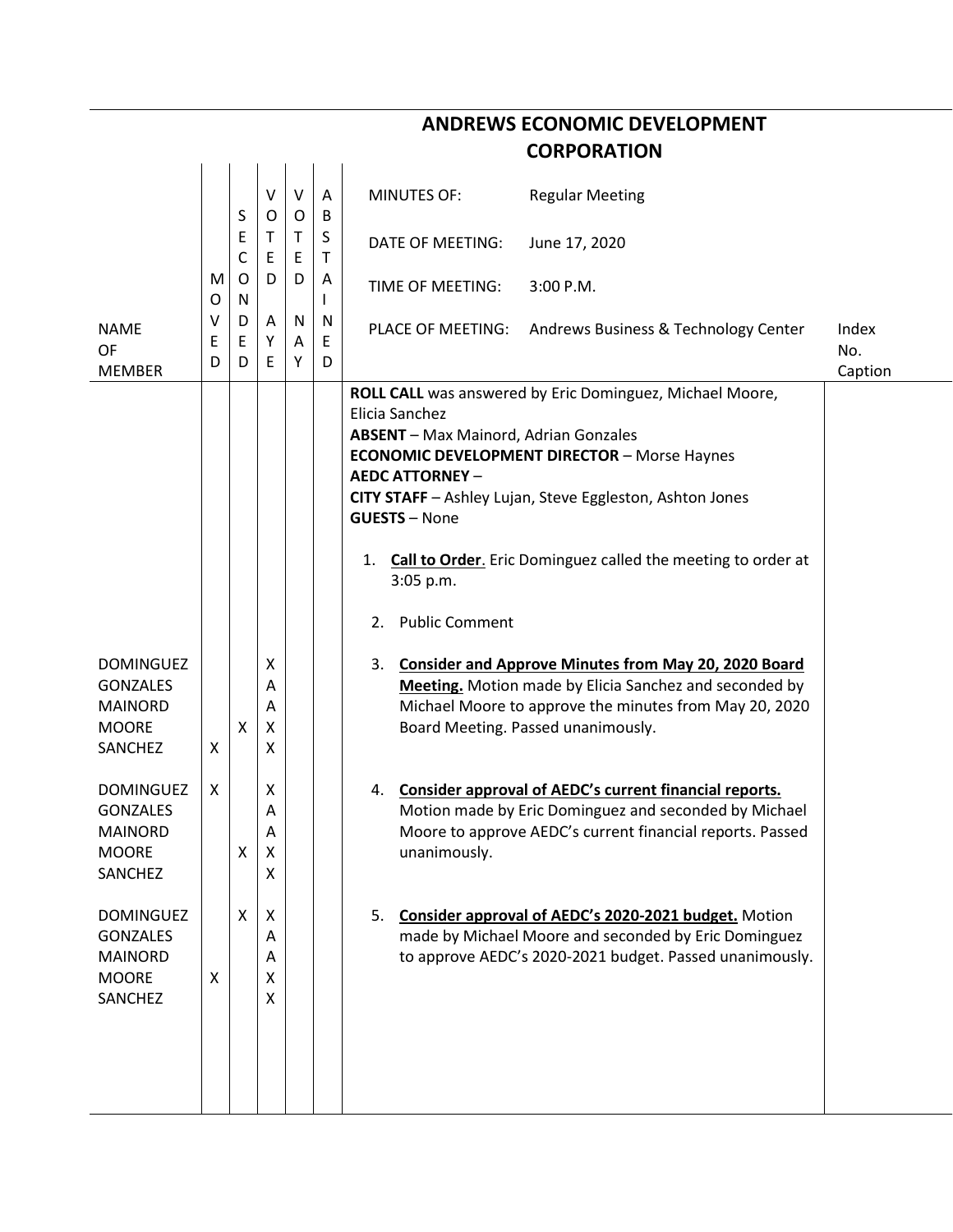# ANDREWS ECONOMIC DEVELOPMENT CORPORATION

| NAME OF MEMBER | MOVED | SECONDED | VOTED AYE | VOTED NAY | ABSTAINED | | Index No. Caption |
|---|---|---|---|---|---|---|---|
| | | | | | | MINUTES OF: Regular Meeting | |
| | | | | | | DATE OF MEETING: June 17, 2020 | |
| | | | | | | TIME OF MEETING: 3:00 P.M. | |
| | | | | | | PLACE OF MEETING: Andrews Business & Technology Center | |
| | | | | | | **ROLL CALL** was answered by Eric Dominguez, Michael Moore, Elicia Sanchez<br>**ABSENT** – Max Mainord, Adrian Gonzales<br>**ECONOMIC DEVELOPMENT DIRECTOR** – Morse Haynes<br>**AEDC ATTORNEY** –<br>**CITY STAFF** – Ashley Lujan, Steve Eggleston, Ashton Jones<br>**GUESTS** – None | |
| | | | | | | 1. **Call to Order**. Eric Dominguez called the meeting to order at 3:05 p.m. | |
| | | | | | | 2. Public Comment | |
| DOMINGUEZ | | | X | | | 3. **Consider and Approve Minutes from May 20, 2020 Board Meeting.** Motion made by Elicia Sanchez and seconded by Michael Moore to approve the minutes from May 20, 2020 Board Meeting. Passed unanimously. | |
| GONZALES | | | A | | | | |
| MAINORD | | | A | | | | |
| MOORE | | X | X | | | | |
| SANCHEZ | X | | X | | | | |
| DOMINGUEZ | X | | X | | | 4. **Consider approval of AEDC's current financial reports.** Motion made by Eric Dominguez and seconded by Michael Moore to approve AEDC's current financial reports. Passed unanimously. | |
| GONZALES | | | A | | | | |
| MAINORD | | | A | | | | |
| MOORE | | X | X | | | | |
| SANCHEZ | | | X | | | | |
| DOMINGUEZ | | X | X | | | 5. **Consider approval of AEDC's 2020-2021 budget.** Motion made by Michael Moore and seconded by Eric Dominguez to approve AEDC's 2020-2021 budget. Passed unanimously. | |
| GONZALES | | | A | | | | |
| MAINORD | | | A | | | | |
| MOORE | X | | X | | | | |
| SANCHEZ | | | X | | | | |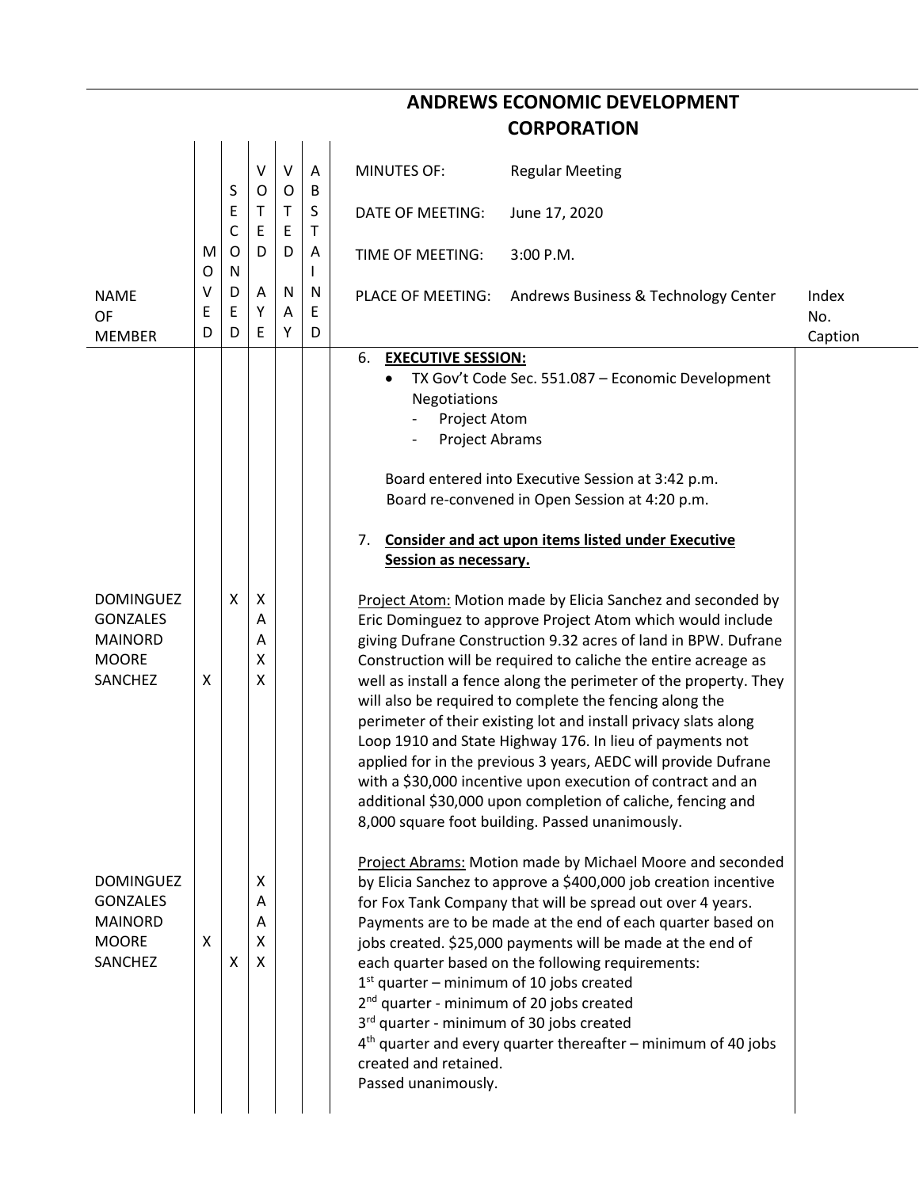# ANDREWS ECONOMIC DEVELOPMENT CORPORATION

| NAME OF MEMBER | MOVED | SECONDED | VOTED AYE | VOTED NAY | ABSTAINED | MINUTES OF: Regular Meeting<br>DATE OF MEETING: June 17, 2020<br>TIME OF MEETING: 3:00 P.M.<br>PLACE OF MEETING: Andrews Business & Technology Center | Index No. Caption |
|---|---|---|---|---|---|---|---|
| | | | | | | 6. **EXECUTIVE SESSION:**<br>• TX Gov't Code Sec. 551.087 – Economic Development Negotiations<br>- Project Atom<br>- Project Abrams<br><br>Board entered into Executive Session at 3:42 p.m.<br>Board re-convened in Open Session at 4:20 p.m.<br><br>7. **Consider and act upon items listed under Executive Session as necessary.** | |
| DOMINGUEZ | | X | X | | | Project Atom: Motion made by Elicia Sanchez and seconded by Eric Dominguez to approve Project Atom which would include giving Dufrane Construction 9.32 acres of land in BPW. Dufrane Construction will be required to caliche the entire acreage as well as install a fence along the perimeter of the property. They will also be required to complete the fencing along the perimeter of their existing lot and install privacy slats along Loop 1910 and State Highway 176. In lieu of payments not applied for in the previous 3 years, AEDC will provide Dufrane with a $30,000 incentive upon execution of contract and an additional $30,000 upon completion of caliche, fencing and 8,000 square foot building. Passed unanimously. | |
| GONZALES | | | A | | | | |
| MAINORD | | | A | | | | |
| MOORE | | | X | | | | |
| SANCHEZ | X | | X | | | | |
| DOMINGUEZ | | | X | | | Project Abrams: Motion made by Michael Moore and seconded by Elicia Sanchez to approve a $400,000 job creation incentive for Fox Tank Company that will be spread out over 4 years. Payments are to be made at the end of each quarter based on jobs created. $25,000 payments will be made at the end of each quarter based on the following requirements:<br>1st quarter – minimum of 10 jobs created<br>2nd quarter - minimum of 20 jobs created<br>3rd quarter - minimum of 30 jobs created<br>4th quarter and every quarter thereafter – minimum of 40 jobs created and retained.<br>Passed unanimously. | |
| GONZALES | | | A | | | | |
| MAINORD | | | A | | | | |
| MOORE | X | | X | | | | |
| SANCHEZ | | X | X | | | | |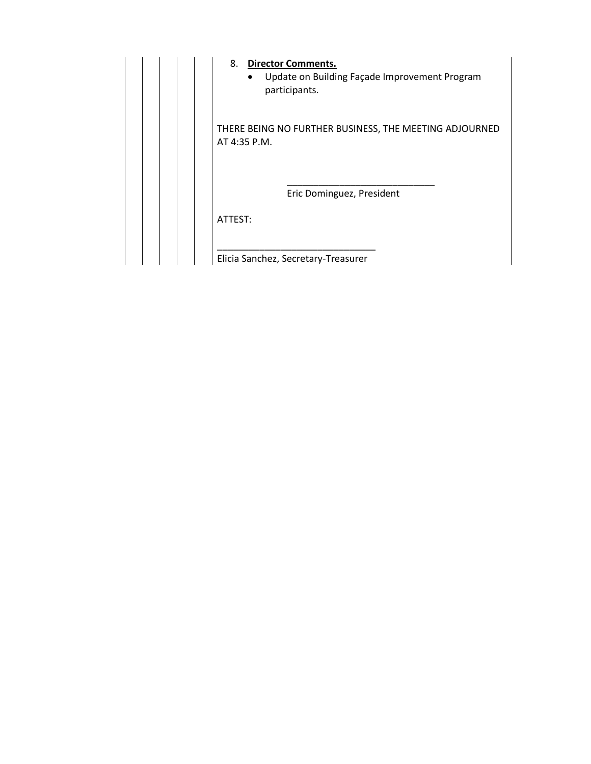8. **Director Comments.**
    - Update on Building Façade Improvement Program participants.

THERE BEING NO FURTHER BUSINESS, THE MEETING ADJOURNED AT 4:35 P.M.

\_\_\_\_\_\_\_\_\_\_\_\_\_\_\_\_\_\_\_\_\_\_\_\_\_\_\_\_\_\_

Eric Dominguez, President

ATTEST:

\_\_\_\_\_\_\_\_\_\_\_\_\_\_\_\_\_\_\_\_\_\_\_\_\_\_\_\_\_\_

Elicia Sanchez, Secretary-Treasurer